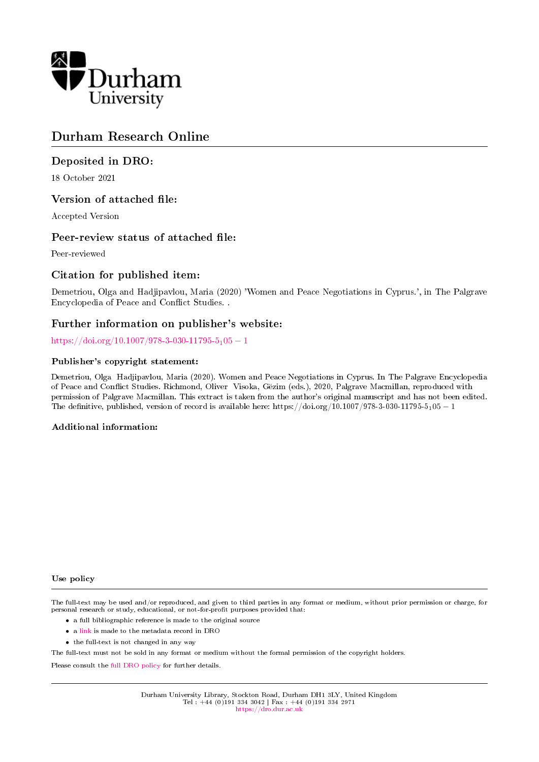Durham University

# Durham Research Online

## Deposited in DRO:

18 October 2021

## Version of attached file:

Accepted Version

## Peer-review status of attached file:

Peer-reviewed

## Citation for published item:

Demetriou, Olga and Hadjipavlou, Maria (2020) 'Women and Peace Negotiations in Cyprus.', in The Palgrave Encyclopedia of Peace and Conflict Studies. .

## Further information on publisher's website:

https://doi.org/10.1007/978-3-030-11795-5_105 − 1

### Publisher's copyright statement:

Demetriou, Olga Hadjipavlou, Maria (2020). Women and Peace Negotiations in Cyprus. In The Palgrave Encyclopedia of Peace and Conflict Studies. Richmond, Oliver Visoka, Gëzim (eds.), 2020, Palgrave Macmillan, reproduced with permission of Palgrave Macmillan. This extract is taken from the author's original manuscript and has not been edited. The definitive, published, version of record is available here: https://doi.org/10.1007/978-3-030-11795-5_105 − 1

### Additional information:

### Use policy

The full-text may be used and/or reproduced, and given to third parties in any format or medium, without prior permission or charge, for personal research or study, educational, or not-for-profit purposes provided that:

- a full bibliographic reference is made to the original source
- a link is made to the metadata record in DRO
- the full-text is not changed in any way

The full-text must not be sold in any format or medium without the formal permission of the copyright holders.

Please consult the full DRO policy for further details.

Durham University Library, Stockton Road, Durham DH1 3LY, United Kingdom
Tel : +44 (0)191 334 3042 | Fax : +44 (0)191 334 2971
https://dro.dur.ac.uk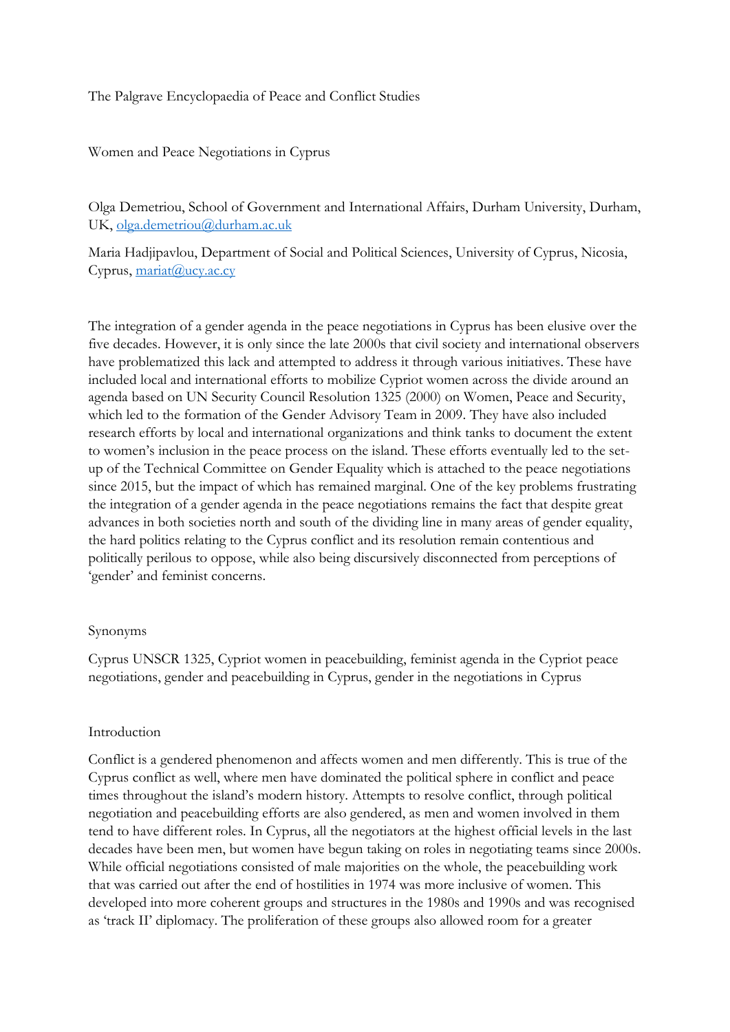The Palgrave Encyclopaedia of Peace and Conflict Studies

Women and Peace Negotiations in Cyprus

Olga Demetriou, School of Government and International Affairs, Durham University, Durham, UK, olga.demetriou@durham.ac.uk

Maria Hadjipavlou, Department of Social and Political Sciences, University of Cyprus, Nicosia, Cyprus, mariat@ucy.ac.cy

The integration of a gender agenda in the peace negotiations in Cyprus has been elusive over the five decades. However, it is only since the late 2000s that civil society and international observers have problematized this lack and attempted to address it through various initiatives. These have included local and international efforts to mobilize Cypriot women across the divide around an agenda based on UN Security Council Resolution 1325 (2000) on Women, Peace and Security, which led to the formation of the Gender Advisory Team in 2009. They have also included research efforts by local and international organizations and think tanks to document the extent to women's inclusion in the peace process on the island. These efforts eventually led to the set-up of the Technical Committee on Gender Equality which is attached to the peace negotiations since 2015, but the impact of which has remained marginal. One of the key problems frustrating the integration of a gender agenda in the peace negotiations remains the fact that despite great advances in both societies north and south of the dividing line in many areas of gender equality, the hard politics relating to the Cyprus conflict and its resolution remain contentious and politically perilous to oppose, while also being discursively disconnected from perceptions of 'gender' and feminist concerns.

## Synonyms

Cyprus UNSCR 1325, Cypriot women in peacebuilding, feminist agenda in the Cypriot peace negotiations, gender and peacebuilding in Cyprus, gender in the negotiations in Cyprus

## Introduction

Conflict is a gendered phenomenon and affects women and men differently. This is true of the Cyprus conflict as well, where men have dominated the political sphere in conflict and peace times throughout the island's modern history. Attempts to resolve conflict, through political negotiation and peacebuilding efforts are also gendered, as men and women involved in them tend to have different roles. In Cyprus, all the negotiators at the highest official levels in the last decades have been men, but women have begun taking on roles in negotiating teams since 2000s. While official negotiations consisted of male majorities on the whole, the peacebuilding work that was carried out after the end of hostilities in 1974 was more inclusive of women. This developed into more coherent groups and structures in the 1980s and 1990s and was recognised as 'track II' diplomacy. The proliferation of these groups also allowed room for a greater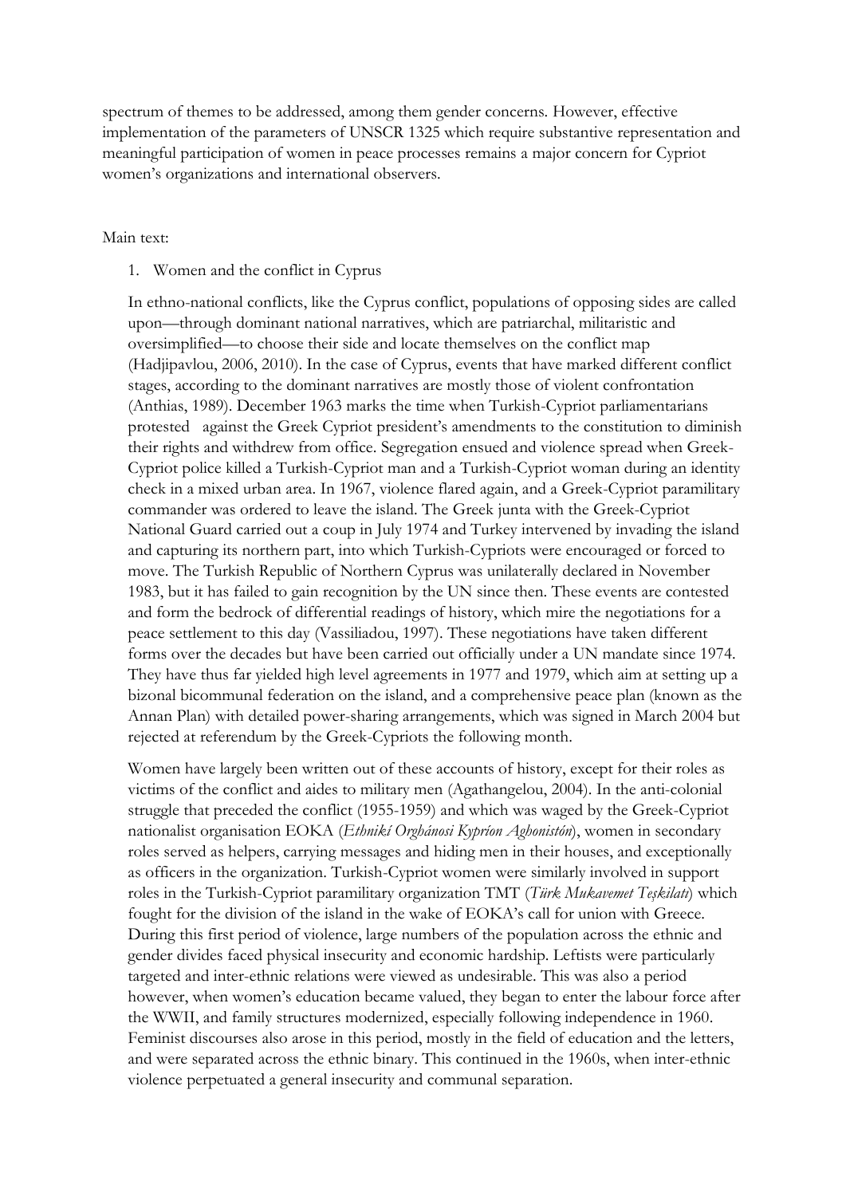spectrum of themes to be addressed, among them gender concerns. However, effective implementation of the parameters of UNSCR 1325 which require substantive representation and meaningful participation of women in peace processes remains a major concern for Cypriot women's organizations and international observers.

Main text:

1. Women and the conflict in Cyprus

In ethno-national conflicts, like the Cyprus conflict, populations of opposing sides are called upon—through dominant national narratives, which are patriarchal, militaristic and oversimplified—to choose their side and locate themselves on the conflict map (Hadjipavlou, 2006, 2010). In the case of Cyprus, events that have marked different conflict stages, according to the dominant narratives are mostly those of violent confrontation (Anthias, 1989). December 1963 marks the time when Turkish-Cypriot parliamentarians protested against the Greek Cypriot president's amendments to the constitution to diminish their rights and withdrew from office. Segregation ensued and violence spread when Greek-Cypriot police killed a Turkish-Cypriot man and a Turkish-Cypriot woman during an identity check in a mixed urban area. In 1967, violence flared again, and a Greek-Cypriot paramilitary commander was ordered to leave the island. The Greek junta with the Greek-Cypriot National Guard carried out a coup in July 1974 and Turkey intervened by invading the island and capturing its northern part, into which Turkish-Cypriots were encouraged or forced to move. The Turkish Republic of Northern Cyprus was unilaterally declared in November 1983, but it has failed to gain recognition by the UN since then. These events are contested and form the bedrock of differential readings of history, which mire the negotiations for a peace settlement to this day (Vassiliadou, 1997). These negotiations have taken different forms over the decades but have been carried out officially under a UN mandate since 1974. They have thus far yielded high level agreements in 1977 and 1979, which aim at setting up a bizonal bicommunal federation on the island, and a comprehensive peace plan (known as the Annan Plan) with detailed power-sharing arrangements, which was signed in March 2004 but rejected at referendum by the Greek-Cypriots the following month.

Women have largely been written out of these accounts of history, except for their roles as victims of the conflict and aides to military men (Agathangelou, 2004). In the anti-colonial struggle that preceded the conflict (1955-1959) and which was waged by the Greek-Cypriot nationalist organisation EOKA (*Ethnikí Orghánosi Kypríon Aghonistón*), women in secondary roles served as helpers, carrying messages and hiding men in their houses, and exceptionally as officers in the organization. Turkish-Cypriot women were similarly involved in support roles in the Turkish-Cypriot paramilitary organization TMT (*Türk Mukavemet Teşkilatı*) which fought for the division of the island in the wake of EOKA's call for union with Greece. During this first period of violence, large numbers of the population across the ethnic and gender divides faced physical insecurity and economic hardship. Leftists were particularly targeted and inter-ethnic relations were viewed as undesirable. This was also a period however, when women's education became valued, they began to enter the labour force after the WWII, and family structures modernized, especially following independence in 1960. Feminist discourses also arose in this period, mostly in the field of education and the letters, and were separated across the ethnic binary. This continued in the 1960s, when inter-ethnic violence perpetuated a general insecurity and communal separation.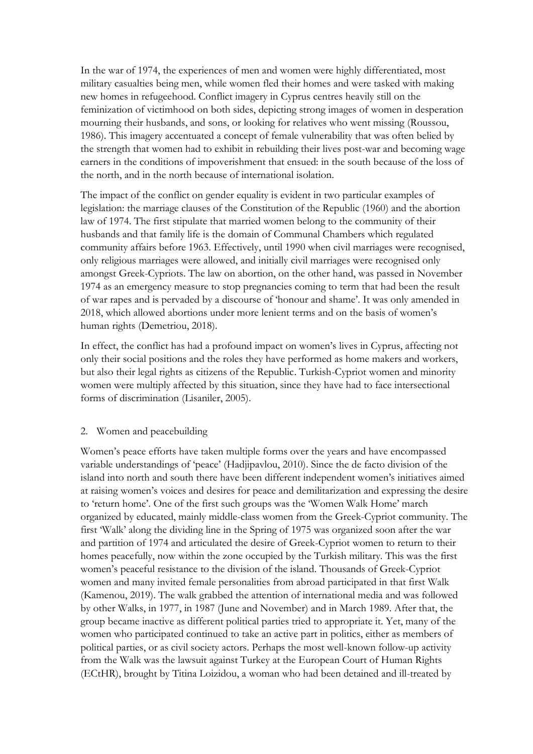In the war of 1974, the experiences of men and women were highly differentiated, most military casualties being men, while women fled their homes and were tasked with making new homes in refugeehood. Conflict imagery in Cyprus centres heavily still on the feminization of victimhood on both sides, depicting strong images of women in desperation mourning their husbands, and sons, or looking for relatives who went missing (Roussou, 1986). This imagery accentuated a concept of female vulnerability that was often belied by the strength that women had to exhibit in rebuilding their lives post-war and becoming wage earners in the conditions of impoverishment that ensued: in the south because of the loss of the north, and in the north because of international isolation.

The impact of the conflict on gender equality is evident in two particular examples of legislation: the marriage clauses of the Constitution of the Republic (1960) and the abortion law of 1974. The first stipulate that married women belong to the community of their husbands and that family life is the domain of Communal Chambers which regulated community affairs before 1963. Effectively, until 1990 when civil marriages were recognised, only religious marriages were allowed, and initially civil marriages were recognised only amongst Greek-Cypriots. The law on abortion, on the other hand, was passed in November 1974 as an emergency measure to stop pregnancies coming to term that had been the result of war rapes and is pervaded by a discourse of 'honour and shame'. It was only amended in 2018, which allowed abortions under more lenient terms and on the basis of women's human rights (Demetriou, 2018).

In effect, the conflict has had a profound impact on women's lives in Cyprus, affecting not only their social positions and the roles they have performed as home makers and workers, but also their legal rights as citizens of the Republic. Turkish-Cypriot women and minority women were multiply affected by this situation, since they have had to face intersectional forms of discrimination (Lisaniler, 2005).

## 2. Women and peacebuilding

Women's peace efforts have taken multiple forms over the years and have encompassed variable understandings of 'peace' (Hadjipavlou, 2010). Since the de facto division of the island into north and south there have been different independent women's initiatives aimed at raising women's voices and desires for peace and demilitarization and expressing the desire to 'return home'. One of the first such groups was the 'Women Walk Home' march organized by educated, mainly middle-class women from the Greek-Cypriot community. The first 'Walk' along the dividing line in the Spring of 1975 was organized soon after the war and partition of 1974 and articulated the desire of Greek-Cypriot women to return to their homes peacefully, now within the zone occupied by the Turkish military. This was the first women's peaceful resistance to the division of the island. Thousands of Greek-Cypriot women and many invited female personalities from abroad participated in that first Walk (Kamenou, 2019). The walk grabbed the attention of international media and was followed by other Walks, in 1977, in 1987 (June and November) and in March 1989. After that, the group became inactive as different political parties tried to appropriate it. Yet, many of the women who participated continued to take an active part in politics, either as members of political parties, or as civil society actors. Perhaps the most well-known follow-up activity from the Walk was the lawsuit against Turkey at the European Court of Human Rights (ECtHR), brought by Titina Loizidou, a woman who had been detained and ill-treated by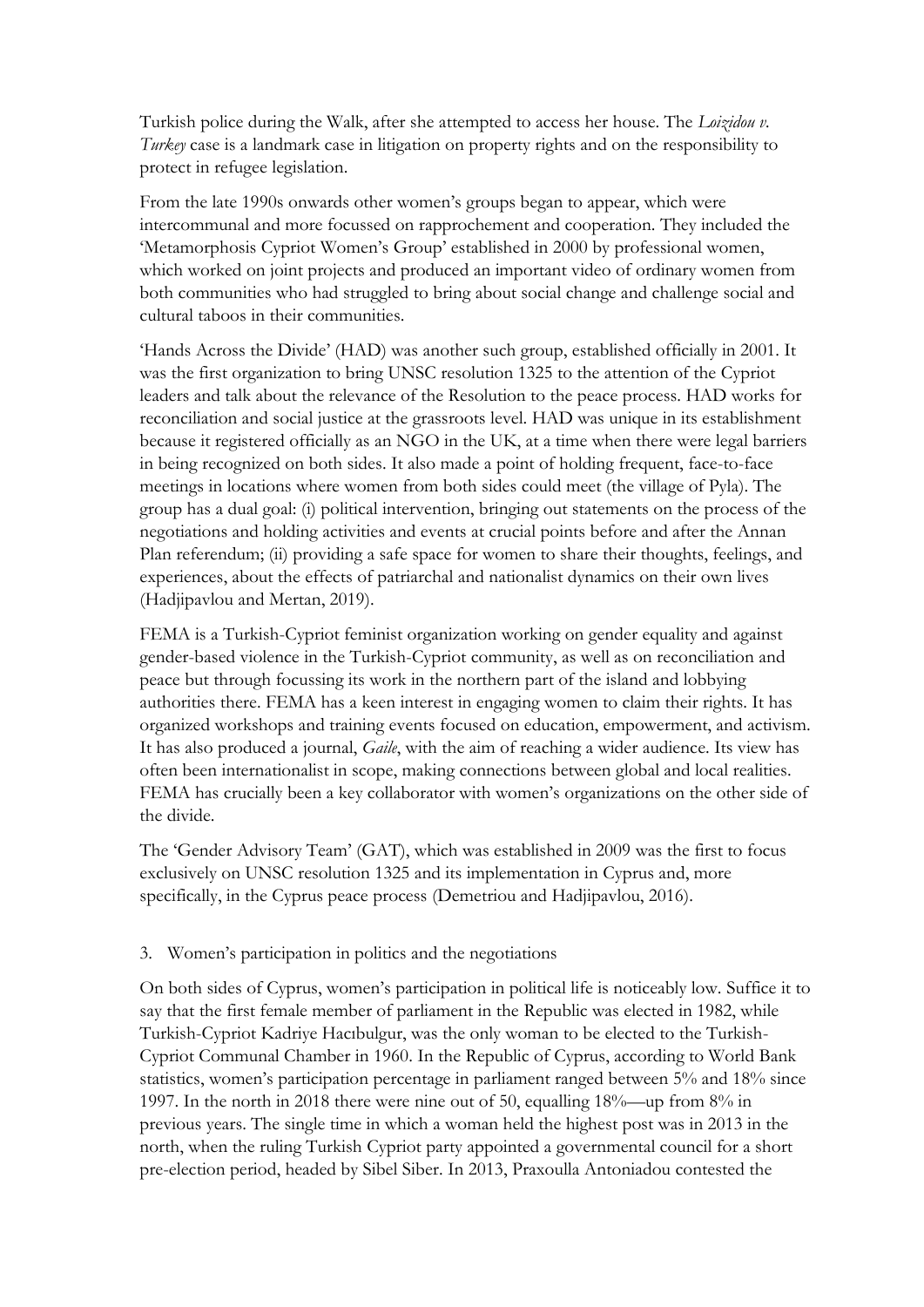Turkish police during the Walk, after she attempted to access her house. The *Loizidou v. Turkey* case is a landmark case in litigation on property rights and on the responsibility to protect in refugee legislation.

From the late 1990s onwards other women's groups began to appear, which were intercommunal and more focussed on rapprochement and cooperation. They included the 'Metamorphosis Cypriot Women's Group' established in 2000 by professional women, which worked on joint projects and produced an important video of ordinary women from both communities who had struggled to bring about social change and challenge social and cultural taboos in their communities.

'Hands Across the Divide' (HAD) was another such group, established officially in 2001. It was the first organization to bring UNSC resolution 1325 to the attention of the Cypriot leaders and talk about the relevance of the Resolution to the peace process. HAD works for reconciliation and social justice at the grassroots level. HAD was unique in its establishment because it registered officially as an NGO in the UK, at a time when there were legal barriers in being recognized on both sides. It also made a point of holding frequent, face-to-face meetings in locations where women from both sides could meet (the village of Pyla). The group has a dual goal: (i) political intervention, bringing out statements on the process of the negotiations and holding activities and events at crucial points before and after the Annan Plan referendum; (ii) providing a safe space for women to share their thoughts, feelings, and experiences, about the effects of patriarchal and nationalist dynamics on their own lives (Hadjipavlou and Mertan, 2019).

FEMA is a Turkish-Cypriot feminist organization working on gender equality and against gender-based violence in the Turkish-Cypriot community, as well as on reconciliation and peace but through focussing its work in the northern part of the island and lobbying authorities there. FEMA has a keen interest in engaging women to claim their rights. It has organized workshops and training events focused on education, empowerment, and activism. It has also produced a journal, *Gaile*, with the aim of reaching a wider audience. Its view has often been internationalist in scope, making connections between global and local realities. FEMA has crucially been a key collaborator with women's organizations on the other side of the divide.

The 'Gender Advisory Team' (GAT), which was established in 2009 was the first to focus exclusively on UNSC resolution 1325 and its implementation in Cyprus and, more specifically, in the Cyprus peace process (Demetriou and Hadjipavlou, 2016).

## 3. Women's participation in politics and the negotiations

On both sides of Cyprus, women's participation in political life is noticeably low. Suffice it to say that the first female member of parliament in the Republic was elected in 1982, while Turkish-Cypriot Kadriye Hacıbulgur, was the only woman to be elected to the Turkish-Cypriot Communal Chamber in 1960. In the Republic of Cyprus, according to World Bank statistics, women's participation percentage in parliament ranged between 5% and 18% since 1997. In the north in 2018 there were nine out of 50, equalling 18%—up from 8% in previous years. The single time in which a woman held the highest post was in 2013 in the north, when the ruling Turkish Cypriot party appointed a governmental council for a short pre-election period, headed by Sibel Siber. In 2013, Praxoulla Antoniadou contested the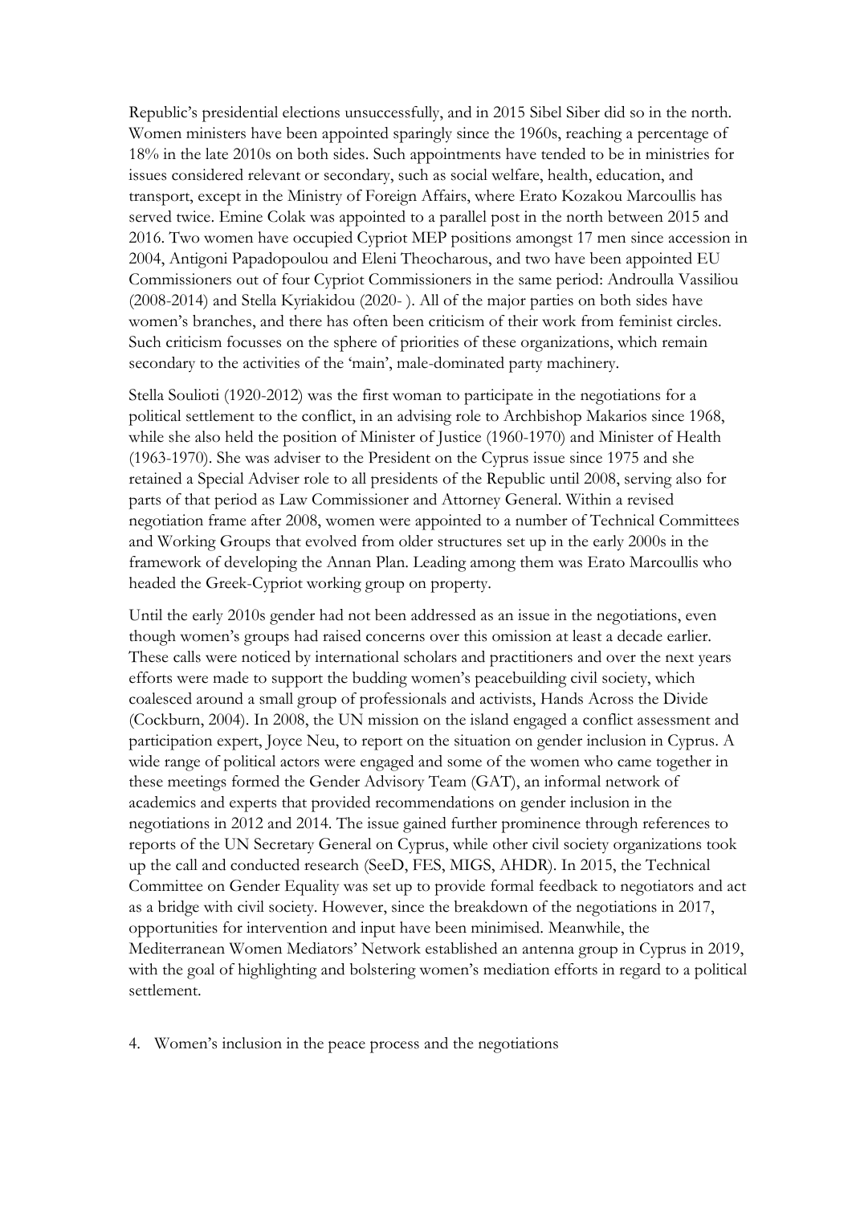Republic's presidential elections unsuccessfully, and in 2015 Sibel Siber did so in the north. Women ministers have been appointed sparingly since the 1960s, reaching a percentage of 18% in the late 2010s on both sides. Such appointments have tended to be in ministries for issues considered relevant or secondary, such as social welfare, health, education, and transport, except in the Ministry of Foreign Affairs, where Erato Kozakou Marcoullis has served twice. Emine Colak was appointed to a parallel post in the north between 2015 and 2016. Two women have occupied Cypriot MEP positions amongst 17 men since accession in 2004, Antigoni Papadopoulou and Eleni Theocharous, and two have been appointed EU Commissioners out of four Cypriot Commissioners in the same period: Androulla Vassiliou (2008-2014) and Stella Kyriakidou (2020- ). All of the major parties on both sides have women's branches, and there has often been criticism of their work from feminist circles. Such criticism focusses on the sphere of priorities of these organizations, which remain secondary to the activities of the 'main', male-dominated party machinery.

Stella Soulioti (1920-2012) was the first woman to participate in the negotiations for a political settlement to the conflict, in an advising role to Archbishop Makarios since 1968, while she also held the position of Minister of Justice (1960-1970) and Minister of Health (1963-1970). She was adviser to the President on the Cyprus issue since 1975 and she retained a Special Adviser role to all presidents of the Republic until 2008, serving also for parts of that period as Law Commissioner and Attorney General. Within a revised negotiation frame after 2008, women were appointed to a number of Technical Committees and Working Groups that evolved from older structures set up in the early 2000s in the framework of developing the Annan Plan. Leading among them was Erato Marcoullis who headed the Greek-Cypriot working group on property.

Until the early 2010s gender had not been addressed as an issue in the negotiations, even though women's groups had raised concerns over this omission at least a decade earlier. These calls were noticed by international scholars and practitioners and over the next years efforts were made to support the budding women's peacebuilding civil society, which coalesced around a small group of professionals and activists, Hands Across the Divide (Cockburn, 2004). In 2008, the UN mission on the island engaged a conflict assessment and participation expert, Joyce Neu, to report on the situation on gender inclusion in Cyprus. A wide range of political actors were engaged and some of the women who came together in these meetings formed the Gender Advisory Team (GAT), an informal network of academics and experts that provided recommendations on gender inclusion in the negotiations in 2012 and 2014. The issue gained further prominence through references to reports of the UN Secretary General on Cyprus, while other civil society organizations took up the call and conducted research (SeeD, FES, MIGS, AHDR). In 2015, the Technical Committee on Gender Equality was set up to provide formal feedback to negotiators and act as a bridge with civil society. However, since the breakdown of the negotiations in 2017, opportunities for intervention and input have been minimised. Meanwhile, the Mediterranean Women Mediators' Network established an antenna group in Cyprus in 2019, with the goal of highlighting and bolstering women's mediation efforts in regard to a political settlement.

## 4. Women's inclusion in the peace process and the negotiations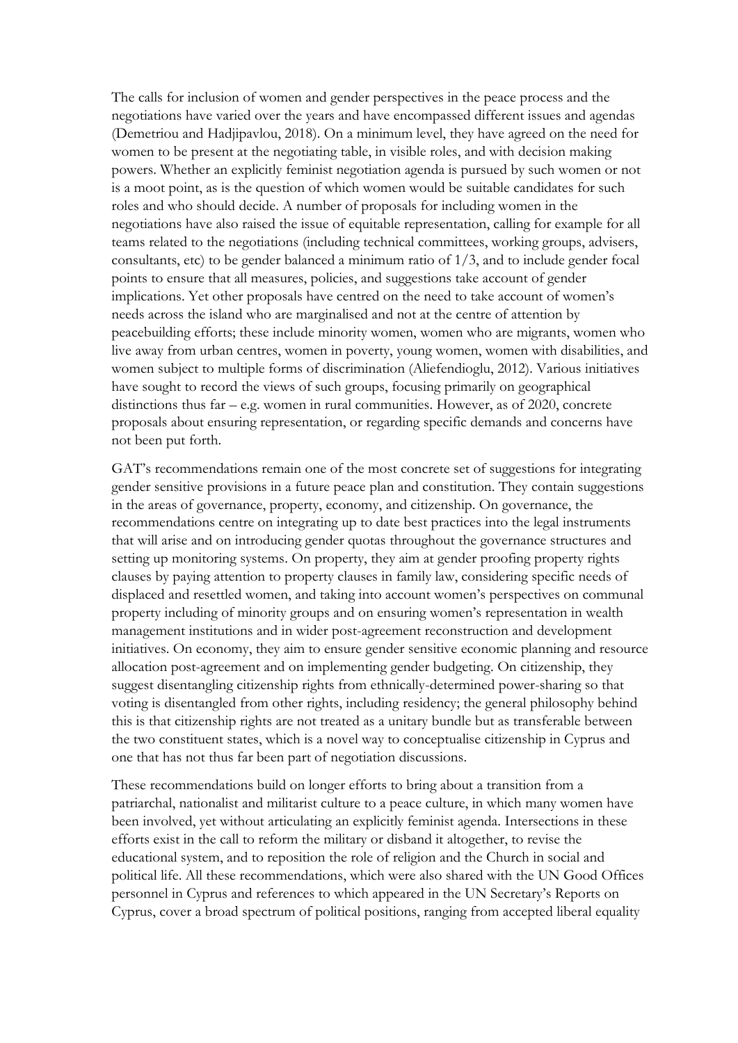The calls for inclusion of women and gender perspectives in the peace process and the negotiations have varied over the years and have encompassed different issues and agendas (Demetriou and Hadjipavlou, 2018). On a minimum level, they have agreed on the need for women to be present at the negotiating table, in visible roles, and with decision making powers. Whether an explicitly feminist negotiation agenda is pursued by such women or not is a moot point, as is the question of which women would be suitable candidates for such roles and who should decide. A number of proposals for including women in the negotiations have also raised the issue of equitable representation, calling for example for all teams related to the negotiations (including technical committees, working groups, advisers, consultants, etc) to be gender balanced a minimum ratio of 1/3, and to include gender focal points to ensure that all measures, policies, and suggestions take account of gender implications. Yet other proposals have centred on the need to take account of women's needs across the island who are marginalised and not at the centre of attention by peacebuilding efforts; these include minority women, women who are migrants, women who live away from urban centres, women in poverty, young women, women with disabilities, and women subject to multiple forms of discrimination (Aliefendioglu, 2012). Various initiatives have sought to record the views of such groups, focusing primarily on geographical distinctions thus far – e.g. women in rural communities. However, as of 2020, concrete proposals about ensuring representation, or regarding specific demands and concerns have not been put forth.

GAT's recommendations remain one of the most concrete set of suggestions for integrating gender sensitive provisions in a future peace plan and constitution. They contain suggestions in the areas of governance, property, economy, and citizenship. On governance, the recommendations centre on integrating up to date best practices into the legal instruments that will arise and on introducing gender quotas throughout the governance structures and setting up monitoring systems. On property, they aim at gender proofing property rights clauses by paying attention to property clauses in family law, considering specific needs of displaced and resettled women, and taking into account women's perspectives on communal property including of minority groups and on ensuring women's representation in wealth management institutions and in wider post-agreement reconstruction and development initiatives. On economy, they aim to ensure gender sensitive economic planning and resource allocation post-agreement and on implementing gender budgeting. On citizenship, they suggest disentangling citizenship rights from ethnically-determined power-sharing so that voting is disentangled from other rights, including residency; the general philosophy behind this is that citizenship rights are not treated as a unitary bundle but as transferable between the two constituent states, which is a novel way to conceptualise citizenship in Cyprus and one that has not thus far been part of negotiation discussions.

These recommendations build on longer efforts to bring about a transition from a patriarchal, nationalist and militarist culture to a peace culture, in which many women have been involved, yet without articulating an explicitly feminist agenda. Intersections in these efforts exist in the call to reform the military or disband it altogether, to revise the educational system, and to reposition the role of religion and the Church in social and political life. All these recommendations, which were also shared with the UN Good Offices personnel in Cyprus and references to which appeared in the UN Secretary's Reports on Cyprus, cover a broad spectrum of political positions, ranging from accepted liberal equality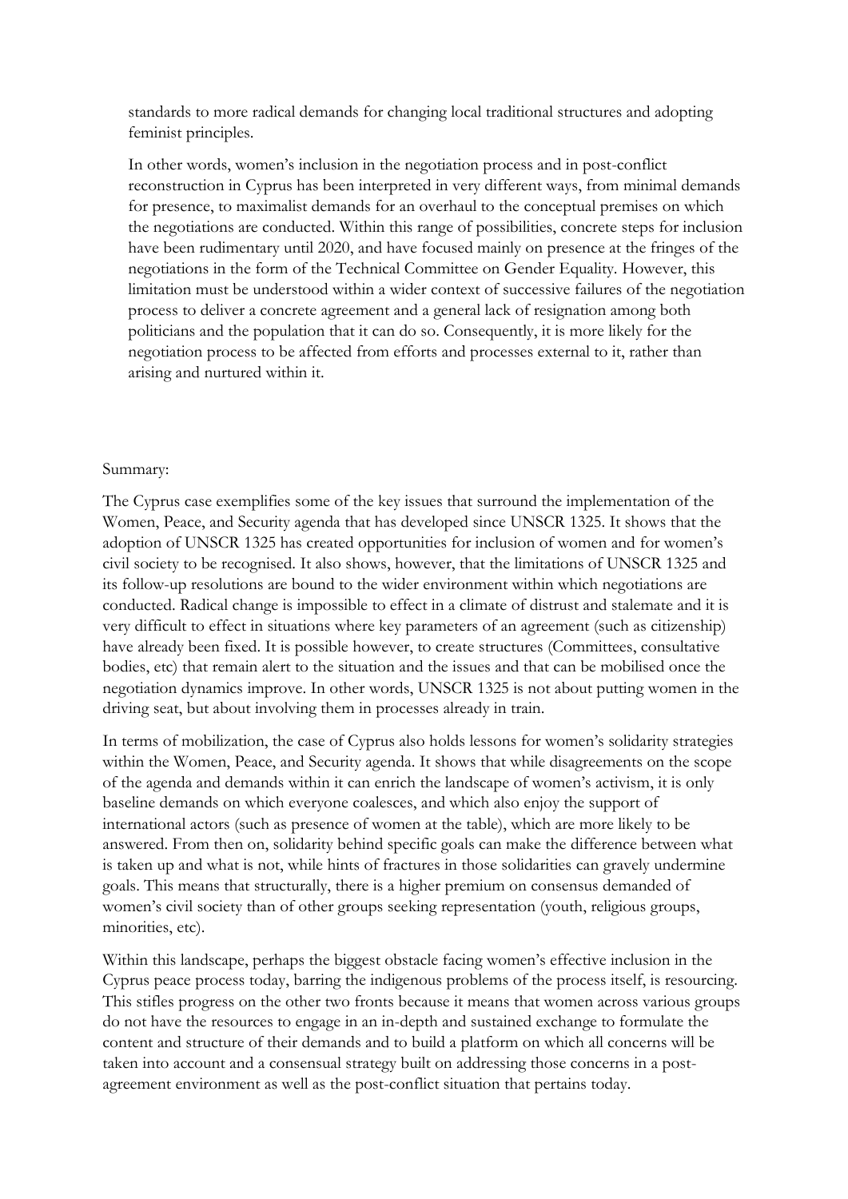standards to more radical demands for changing local traditional structures and adopting feminist principles.

In other words, women's inclusion in the negotiation process and in post-conflict reconstruction in Cyprus has been interpreted in very different ways, from minimal demands for presence, to maximalist demands for an overhaul to the conceptual premises on which the negotiations are conducted. Within this range of possibilities, concrete steps for inclusion have been rudimentary until 2020, and have focused mainly on presence at the fringes of the negotiations in the form of the Technical Committee on Gender Equality. However, this limitation must be understood within a wider context of successive failures of the negotiation process to deliver a concrete agreement and a general lack of resignation among both politicians and the population that it can do so. Consequently, it is more likely for the negotiation process to be affected from efforts and processes external to it, rather than arising and nurtured within it.

Summary:

The Cyprus case exemplifies some of the key issues that surround the implementation of the Women, Peace, and Security agenda that has developed since UNSCR 1325. It shows that the adoption of UNSCR 1325 has created opportunities for inclusion of women and for women's civil society to be recognised. It also shows, however, that the limitations of UNSCR 1325 and its follow-up resolutions are bound to the wider environment within which negotiations are conducted. Radical change is impossible to effect in a climate of distrust and stalemate and it is very difficult to effect in situations where key parameters of an agreement (such as citizenship) have already been fixed. It is possible however, to create structures (Committees, consultative bodies, etc) that remain alert to the situation and the issues and that can be mobilised once the negotiation dynamics improve. In other words, UNSCR 1325 is not about putting women in the driving seat, but about involving them in processes already in train.

In terms of mobilization, the case of Cyprus also holds lessons for women's solidarity strategies within the Women, Peace, and Security agenda. It shows that while disagreements on the scope of the agenda and demands within it can enrich the landscape of women's activism, it is only baseline demands on which everyone coalesces, and which also enjoy the support of international actors (such as presence of women at the table), which are more likely to be answered. From then on, solidarity behind specific goals can make the difference between what is taken up and what is not, while hints of fractures in those solidarities can gravely undermine goals. This means that structurally, there is a higher premium on consensus demanded of women's civil society than of other groups seeking representation (youth, religious groups, minorities, etc).

Within this landscape, perhaps the biggest obstacle facing women's effective inclusion in the Cyprus peace process today, barring the indigenous problems of the process itself, is resourcing. This stifles progress on the other two fronts because it means that women across various groups do not have the resources to engage in an in-depth and sustained exchange to formulate the content and structure of their demands and to build a platform on which all concerns will be taken into account and a consensual strategy built on addressing those concerns in a post-agreement environment as well as the post-conflict situation that pertains today.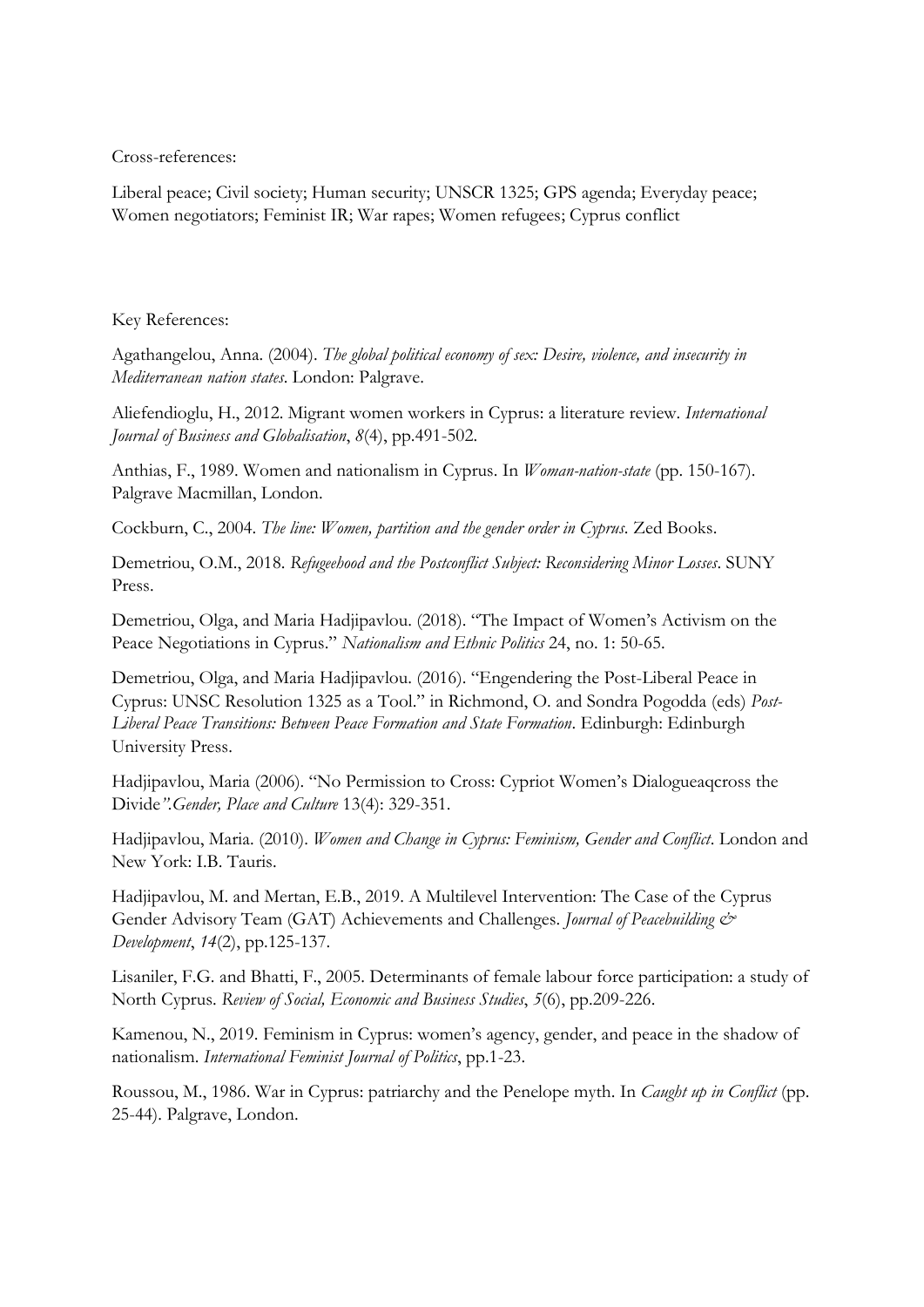Cross-references:

Liberal peace; Civil society; Human security; UNSCR 1325; GPS agenda; Everyday peace; Women negotiators; Feminist IR; War rapes; Women refugees; Cyprus conflict

Key References:

Agathangelou, Anna. (2004). *The global political economy of sex: Desire, violence, and insecurity in Mediterranean nation states*. London: Palgrave.

Aliefendioglu, H., 2012. Migrant women workers in Cyprus: a literature review. *International Journal of Business and Globalisation*, *8*(4), pp.491-502.

Anthias, F., 1989. Women and nationalism in Cyprus. In *Woman-nation-state* (pp. 150-167). Palgrave Macmillan, London.

Cockburn, C., 2004. *The line: Women, partition and the gender order in Cyprus*. Zed Books.

Demetriou, O.M., 2018. *Refugeehood and the Postconflict Subject: Reconsidering Minor Losses*. SUNY Press.

Demetriou, Olga, and Maria Hadjipavlou. (2018). "The Impact of Women's Activism on the Peace Negotiations in Cyprus." *Nationalism and Ethnic Politics* 24, no. 1: 50-65.

Demetriou, Olga, and Maria Hadjipavlou. (2016). "Engendering the Post-Liberal Peace in Cyprus: UNSC Resolution 1325 as a Tool." in Richmond, O. and Sondra Pogodda (eds) *Post-Liberal Peace Transitions: Between Peace Formation and State Formation*. Edinburgh: Edinburgh University Press.

Hadjipavlou, Maria (2006). "No Permission to Cross: Cypriot Women's Dialogueaqcross the Divide*".Gender, Place and Culture* 13(4): 329-351.

Hadjipavlou, Maria. (2010). *Women and Change in Cyprus: Feminism, Gender and Conflict*. London and New York: I.B. Tauris.

Hadjipavlou, M. and Mertan, E.B., 2019. A Multilevel Intervention: The Case of the Cyprus Gender Advisory Team (GAT) Achievements and Challenges. *Journal of Peacebuilding & Development*, *14*(2), pp.125-137.

Lisaniler, F.G. and Bhatti, F., 2005. Determinants of female labour force participation: a study of North Cyprus. *Review of Social, Economic and Business Studies*, *5*(6), pp.209-226.

Kamenou, N., 2019. Feminism in Cyprus: women's agency, gender, and peace in the shadow of nationalism. *International Feminist Journal of Politics*, pp.1-23.

Roussou, M., 1986. War in Cyprus: patriarchy and the Penelope myth. In *Caught up in Conflict* (pp. 25-44). Palgrave, London.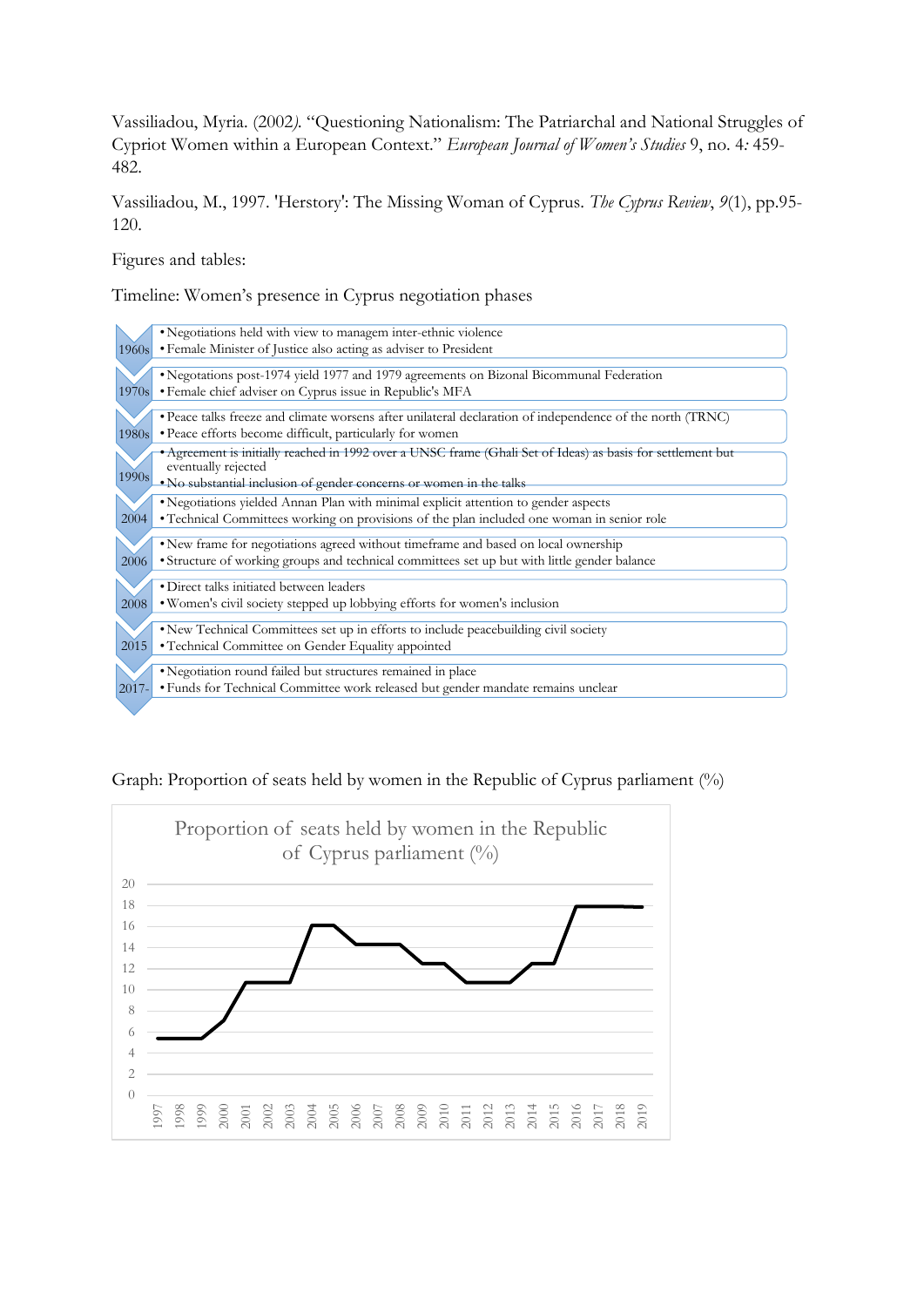Vassiliadou, Myria. (2002). "Questioning Nationalism: The Patriarchal and National Struggles of Cypriot Women within a European Context." *European Journal of Women's Studies* 9, no. 4: 459-482.

Vassiliadou, M., 1997. 'Herstory': The Missing Woman of Cyprus. *The Cyprus Review*, *9*(1), pp.95-120.

Figures and tables:

Timeline: Women's presence in Cyprus negotiation phases

| Period | Events |
|---|---|
| 1960s | • Negotiations held with view to managem inter-ethnic violence<br>• Female Minister of Justice also acting as adviser to President |
| 1970s | • Negotations post-1974 yield 1977 and 1979 agreements on Bizonal Bicommunal Federation<br>• Female chief adviser on Cyprus issue in Republic's MFA |
| 1980s | • Peace talks freeze and climate worsens after unilateral declaration of independence of the north (TRNC)<br>• Peace efforts become difficult, particularly for women |
| 1990s | • Agreement is initially reached in 1992 over a UNSC frame (Ghali Set of Ideas) as basis for settlement but eventually rejected<br>• No substantial inclusion of gender concerns or women in the talks |
| 2004 | • Negotiations yielded Annan Plan with minimal explicit attention to gender aspects<br>• Technical Committees working on provisions of the plan included one woman in senior role |
| 2006 | • New frame for negotiations agreed without timeframe and based on local ownership<br>• Structure of working groups and technical committees set up but with little gender balance |
| 2008 | • Direct talks initiated between leaders<br>• Women's civil society stepped up lobbying efforts for women's inclusion |
| 2015 | • New Technical Committees set up in efforts to include peacebuilding civil society<br>• Technical Committee on Gender Equality appointed |
| 2017- | • Negotiation round failed but structures remained in place<br>• Funds for Technical Committee work released but gender mandate remains unclear |

Graph: Proportion of seats held by women in the Republic of Cyprus parliament (%)

Proportion of seats held by women in the Republic of Cyprus parliament (%)

| Year | % |
|---|---|
| 1997 | 5.4 |
| 1998 | 5.4 |
| 1999 | 5.4 |
| 2000 | 7.1 |
| 2001 | 10.7 |
| 2002 | 10.7 |
| 2003 | 10.7 |
| 2004 | 16.1 |
| 2005 | 16.1 |
| 2006 | 14.3 |
| 2007 | 14.3 |
| 2008 | 14.3 |
| 2009 | 12.5 |
| 2010 | 12.5 |
| 2011 | 10.7 |
| 2012 | 10.7 |
| 2013 | 10.7 |
| 2014 | 12.5 |
| 2015 | 12.5 |
| 2016 | 17.9 |
| 2017 | 17.9 |
| 2018 | 17.9 |
| 2019 | 17.9 |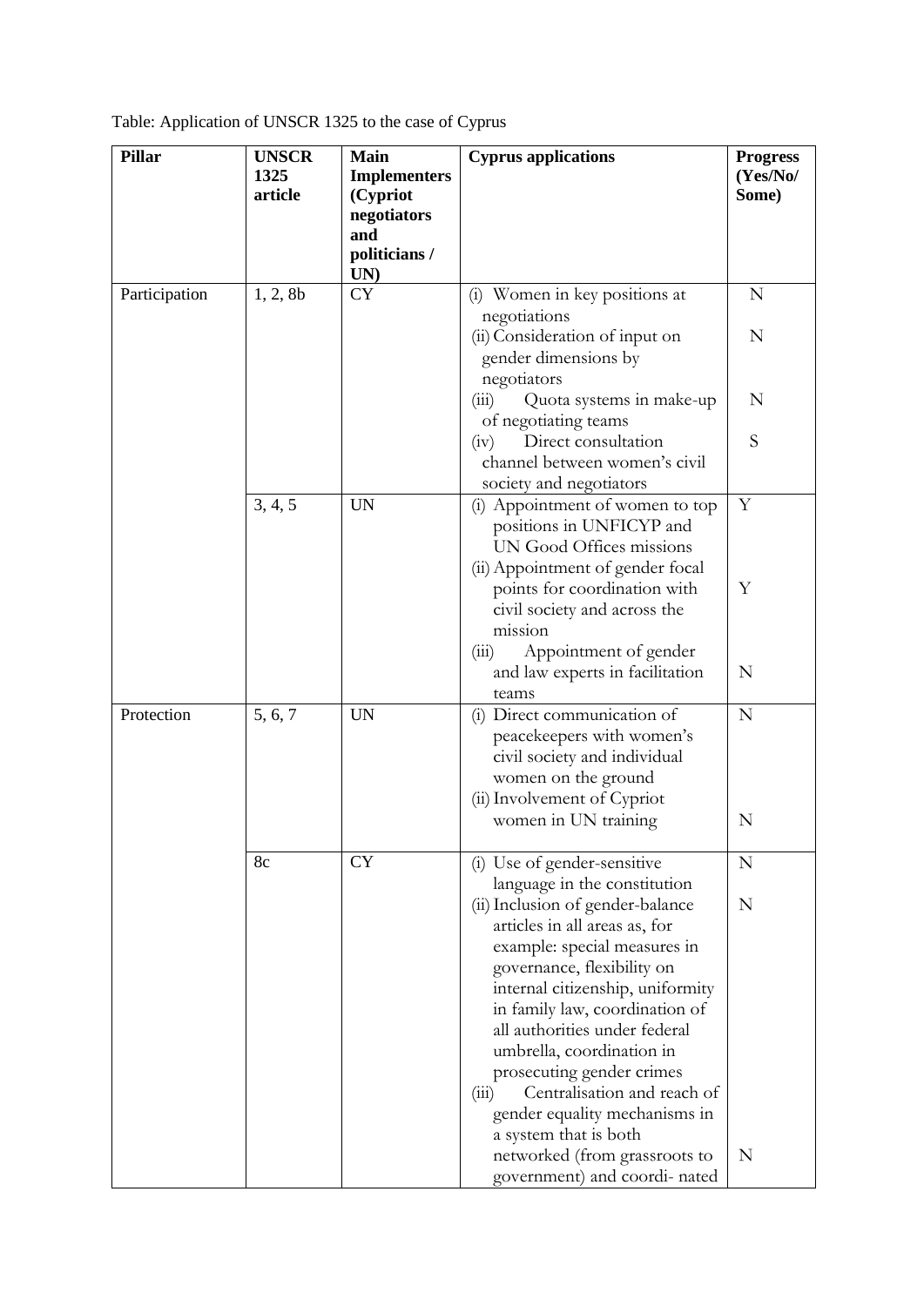Table: Application of UNSCR 1325 to the case of Cyprus

| Pillar | UNSCR 1325 article | Main Implementers (Cypriot negotiators and politicians / UN) | Cyprus applications | Progress (Yes/No/ Some) |
|---|---|---|---|---|
| Participation | 1, 2, 8b | CY | (i) Women in key positions at negotiations | N |
| | | | (ii) Consideration of input on gender dimensions by negotiators | N |
| | | | (iii) Quota systems in make-up of negotiating teams | N |
| | | | (iv) Direct consultation channel between women's civil society and negotiators | S |
| | 3, 4, 5 | UN | (i) Appointment of women to top positions in UNFICYP and UN Good Offices missions | Y |
| | | | (ii) Appointment of gender focal points for coordination with civil society and across the mission | Y |
| | | | (iii) Appointment of gender and law experts in facilitation teams | N |
| Protection | 5, 6, 7 | UN | (i) Direct communication of peacekeepers with women's civil society and individual women on the ground | N |
| | | | (ii) Involvement of Cypriot women in UN training | N |
| | 8c | CY | (i) Use of gender-sensitive language in the constitution | N |
| | | | (ii) Inclusion of gender-balance articles in all areas as, for example: special measures in governance, flexibility on internal citizenship, uniformity in family law, coordination of all authorities under federal umbrella, coordination in prosecuting gender crimes | N |
| | | | (iii) Centralisation and reach of gender equality mechanisms in a system that is both networked (from grassroots to government) and coordi- nated | N |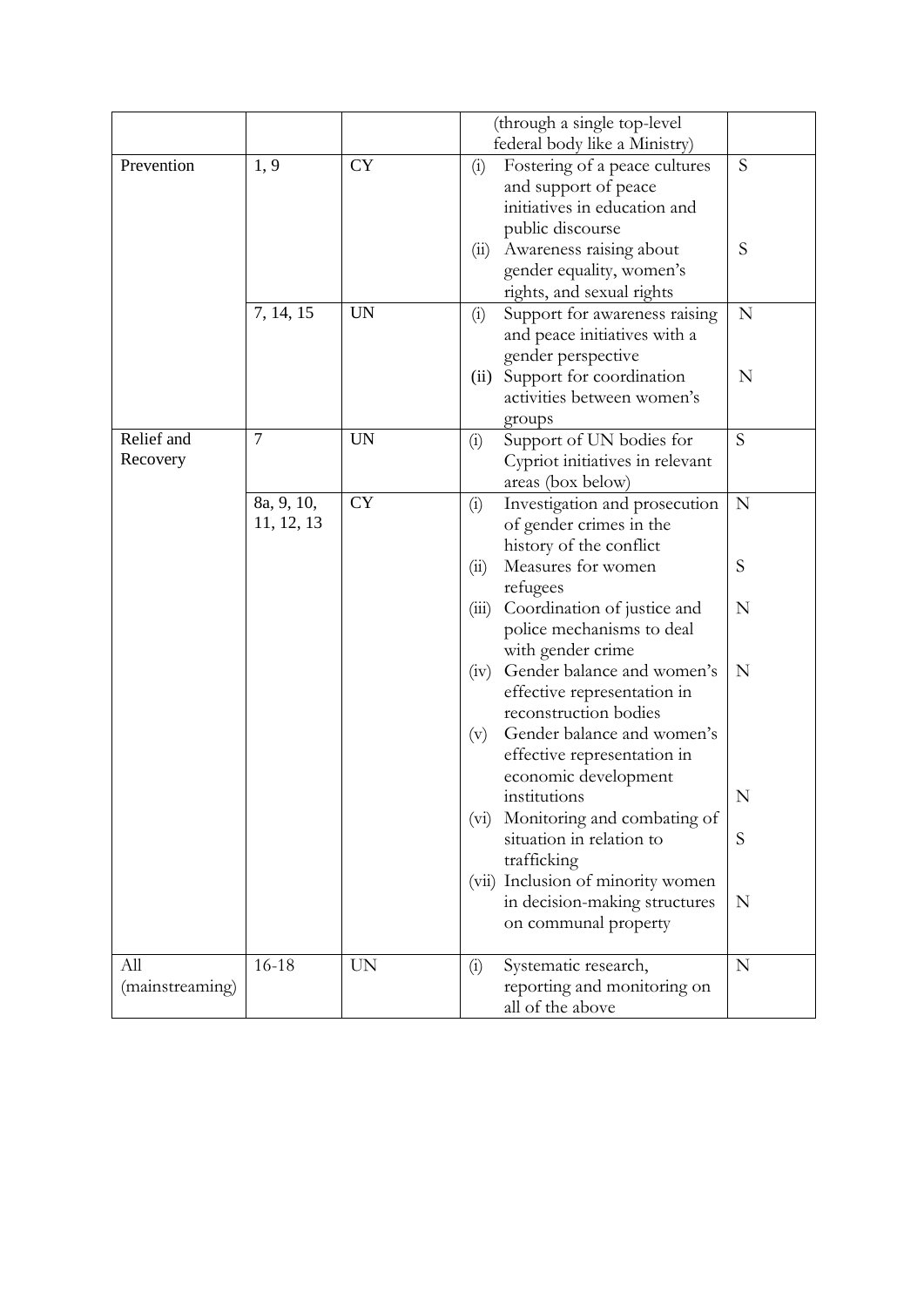| | | | | |
|---|---|---|---|---|
| | | | (through a single top-level federal body like a Ministry) | |
| Prevention | 1, 9 | CY | (i) Fostering of a peace cultures and support of peace initiatives in education and public discourse<br>(ii) Awareness raising about gender equality, women's rights, and sexual rights | S<br><br>S |
| | 7, 14, 15 | UN | (i) Support for awareness raising and peace initiatives with a gender perspective<br>(ii) Support for coordination activities between women's groups | N<br><br>N |
| Relief and Recovery | 7 | UN | (i) Support of UN bodies for Cypriot initiatives in relevant areas (box below) | S |
| | 8a, 9, 10, 11, 12, 13 | CY | (i) Investigation and prosecution of gender crimes in the history of the conflict<br>(ii) Measures for women refugees<br>(iii) Coordination of justice and police mechanisms to deal with gender crime<br>(iv) Gender balance and women's effective representation in reconstruction bodies<br>(v) Gender balance and women's effective representation in economic development institutions<br>(vi) Monitoring and combating of situation in relation to trafficking<br>(vii) Inclusion of minority women in decision-making structures on communal property | N<br><br>S<br><br>N<br><br>N<br><br>N<br><br>S<br><br>N |
| All (mainstreaming) | 16-18 | UN | (i) Systematic research, reporting and monitoring on all of the above | N |